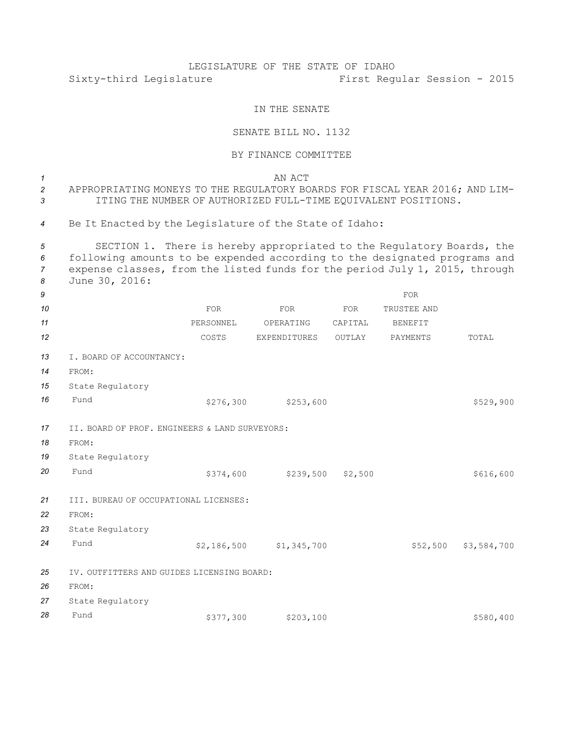LEGISLATURE OF THE STATE OF IDAHO

Sixty-third Legislature First Regular Session - 2015

IN THE SENATE

SENATE BILL NO. 1132

BY FINANCE COMMITTEE

AN ACT

APPROPRIATING MONEYS TO THE REGULATORY BOARDS FOR FISCAL YEAR 2016; AND LIMITING THE NUMBER OF AUTHORIZED FULL-TIME EQUIVALENT POSITIONS.

Be It Enacted by the Legislature of the State of Idaho:

SECTION 1. There is hereby appropriated to the Regulatory Boards, the following amounts to be expended according to the designated programs and expense classes, from the listed funds for the period July 1, 2015, through June 30, 2016:

| | FOR PERSONNEL COSTS | FOR OPERATING EXPENDITURES | FOR CAPITAL OUTLAY | FOR TRUSTEE AND BENEFIT PAYMENTS | TOTAL |
|---|---|---|---|---|---|
| I. BOARD OF ACCOUNTANCY: | | | | | |
| FROM: | | | | | |
| State Regulatory Fund | $276,300 | $253,600 | | | $529,900 |
| II. BOARD OF PROF. ENGINEERS & LAND SURVEYORS: | | | | | |
| FROM: | | | | | |
| State Regulatory Fund | $374,600 | $239,500 | $2,500 | | $616,600 |
| III. BUREAU OF OCCUPATIONAL LICENSES: | | | | | |
| FROM: | | | | | |
| State Regulatory Fund | $2,186,500 | $1,345,700 | | $52,500 | $3,584,700 |
| IV. OUTFITTERS AND GUIDES LICENSING BOARD: | | | | | |
| FROM: | | | | | |
| State Regulatory Fund | $377,300 | $203,100 | | | $580,400 |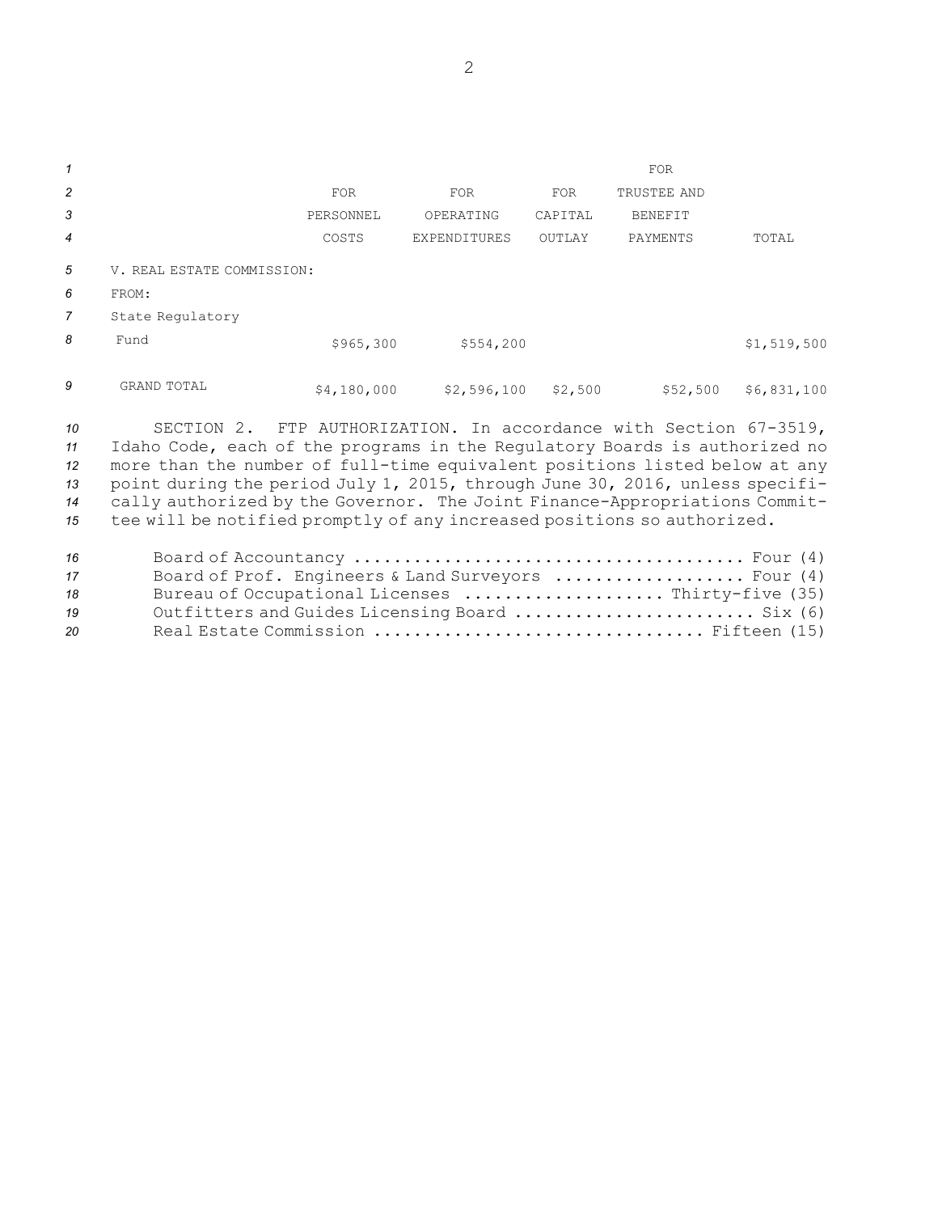| | FOR PERSONNEL COSTS | FOR OPERATING EXPENDITURES | FOR CAPITAL OUTLAY | FOR TRUSTEE AND BENEFIT PAYMENTS | TOTAL |
|---|---|---|---|---|---|
| V. REAL ESTATE COMMISSION: | | | | | |
| FROM: | | | | | |
| State Regulatory Fund | $965,300 | $554,200 | | | $1,519,500 |
| GRAND TOTAL | $4,180,000 | $2,596,100 | $2,500 | $52,500 | $6,831,100 |

SECTION 2. FTP AUTHORIZATION. In accordance with Section 67-3519, Idaho Code, each of the programs in the Regulatory Boards is authorized no more than the number of full-time equivalent positions listed below at any point during the period July 1, 2015, through June 30, 2016, unless specifically authorized by the Governor. The Joint Finance-Appropriations Committee will be notified promptly of any increased positions so authorized.

Board of Accountancy ....................................... Four (4)
Board of Prof. Engineers & Land Surveyors .................. Four (4)
Bureau of Occupational Licenses .................... Thirty-five (35)
Outfitters and Guides Licensing Board ........................ Six (6)
Real Estate Commission ................................ Fifteen (15)